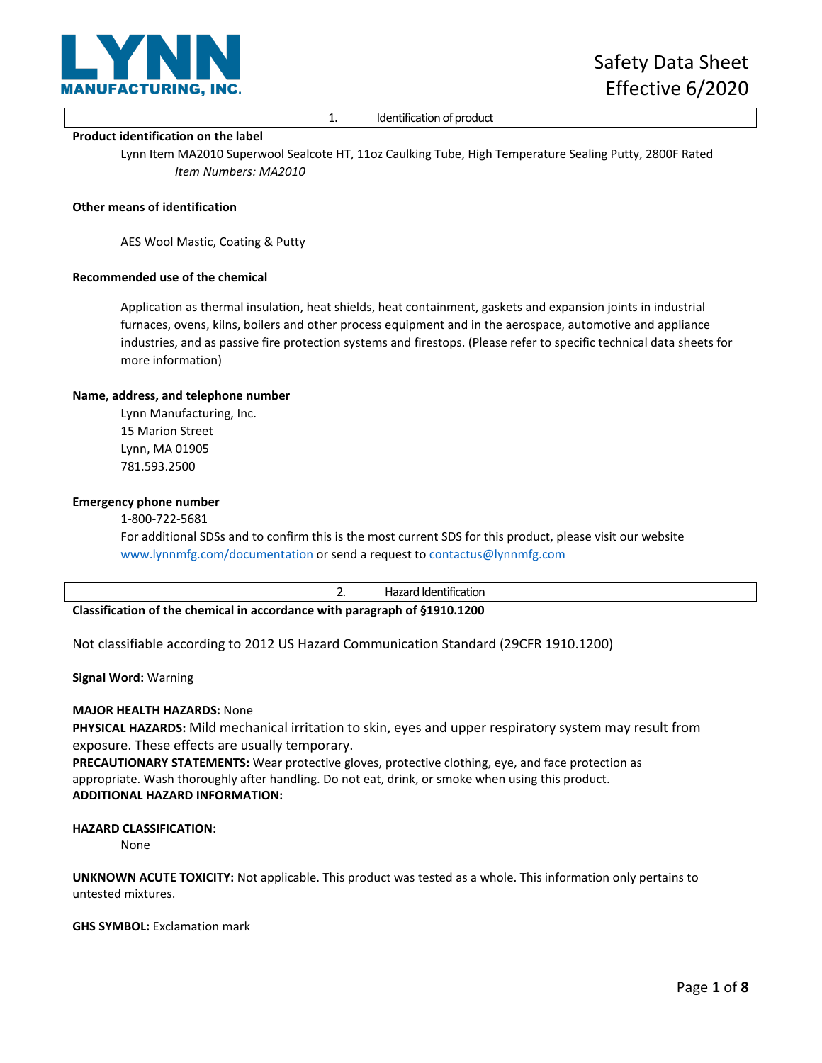# Safety Data Sheet
# Effective 6/2020

## 1. Identification of product

**Product identification on the label**

Lynn Item MA2010 Superwool Sealcote HT, 11oz Caulking Tube, High Temperature Sealing Putty, 2800F Rated
*Item Numbers: MA2010*

**Other means of identification**

AES Wool Mastic, Coating & Putty

**Recommended use of the chemical**

Application as thermal insulation, heat shields, heat containment, gaskets and expansion joints in industrial furnaces, ovens, kilns, boilers and other process equipment and in the aerospace, automotive and appliance industries, and as passive fire protection systems and firestops. (Please refer to specific technical data sheets for more information)

**Name, address, and telephone number**

Lynn Manufacturing, Inc.
15 Marion Street
Lynn, MA 01905
781.593.2500

**Emergency phone number**

1-800-722-5681
For additional SDSs and to confirm this is the most current SDS for this product, please visit our website www.lynnmfg.com/documentation or send a request to contactus@lynnmfg.com

## 2. Hazard Identification

**Classification of the chemical in accordance with paragraph of §1910.1200**

Not classifiable according to 2012 US Hazard Communication Standard (29CFR 1910.1200)

**Signal Word:** Warning

**MAJOR HEALTH HAZARDS:** None
**PHYSICAL HAZARDS:** Mild mechanical irritation to skin, eyes and upper respiratory system may result from exposure. These effects are usually temporary.
**PRECAUTIONARY STATEMENTS:** Wear protective gloves, protective clothing, eye, and face protection as appropriate. Wash thoroughly after handling. Do not eat, drink, or smoke when using this product.
**ADDITIONAL HAZARD INFORMATION:**

**HAZARD CLASSIFICATION:**

None

**UNKNOWN ACUTE TOXICITY:** Not applicable. This product was tested as a whole. This information only pertains to untested mixtures.

**GHS SYMBOL:** Exclamation mark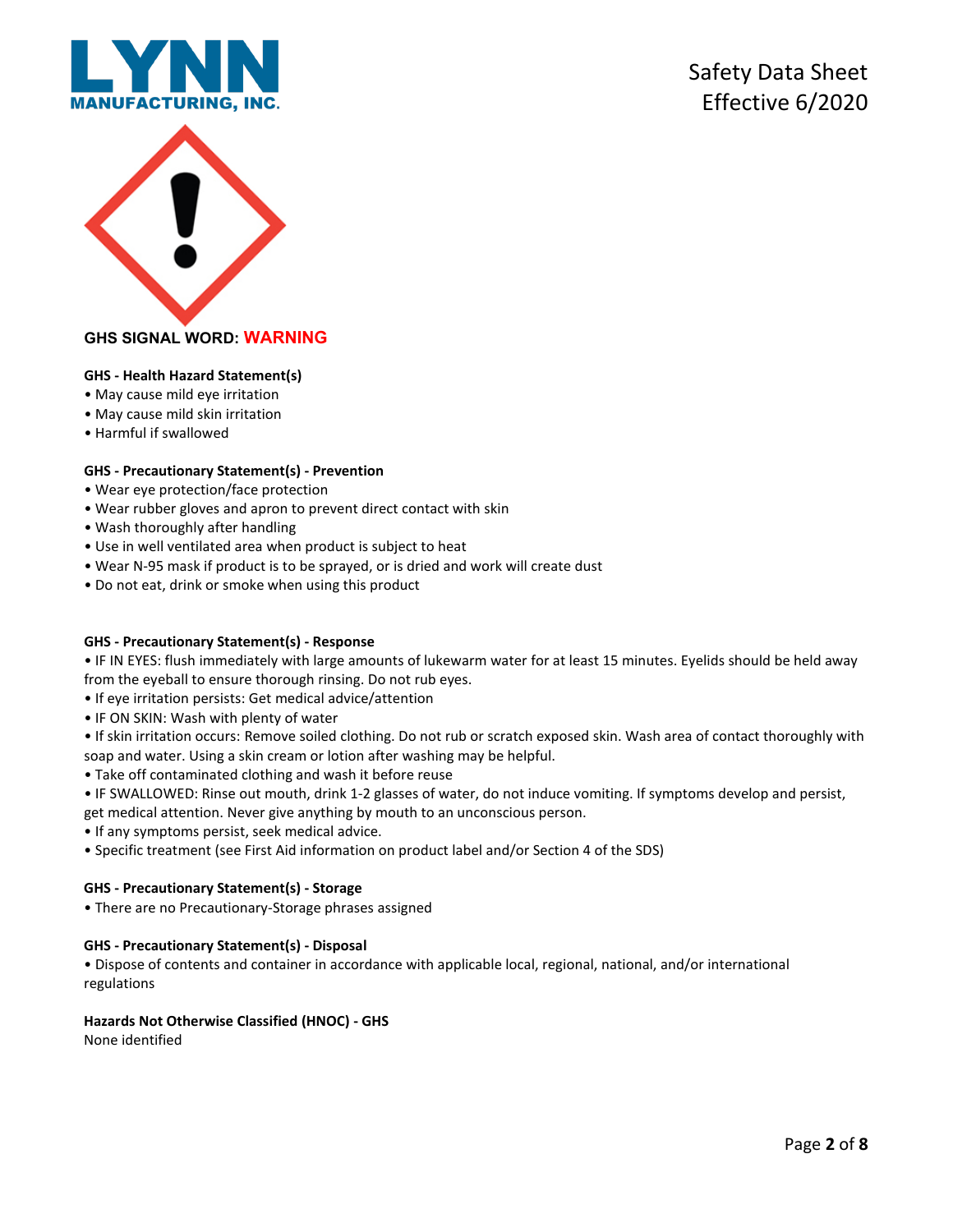**GHS SIGNAL WORD: WARNING**

**GHS - Health Hazard Statement(s)**

- May cause mild eye irritation
- May cause mild skin irritation
- Harmful if swallowed

**GHS - Precautionary Statement(s) - Prevention**

- Wear eye protection/face protection
- Wear rubber gloves and apron to prevent direct contact with skin
- Wash thoroughly after handling
- Use in well ventilated area when product is subject to heat
- Wear N-95 mask if product is to be sprayed, or is dried and work will create dust
- Do not eat, drink or smoke when using this product

**GHS - Precautionary Statement(s) - Response**

- IF IN EYES: flush immediately with large amounts of lukewarm water for at least 15 minutes. Eyelids should be held away from the eyeball to ensure thorough rinsing. Do not rub eyes.
- If eye irritation persists: Get medical advice/attention
- IF ON SKIN: Wash with plenty of water
- If skin irritation occurs: Remove soiled clothing. Do not rub or scratch exposed skin. Wash area of contact thoroughly with soap and water. Using a skin cream or lotion after washing may be helpful.
- Take off contaminated clothing and wash it before reuse
- IF SWALLOWED: Rinse out mouth, drink 1-2 glasses of water, do not induce vomiting. If symptoms develop and persist, get medical attention. Never give anything by mouth to an unconscious person.
- If any symptoms persist, seek medical advice.
- Specific treatment (see First Aid information on product label and/or Section 4 of the SDS)

**GHS - Precautionary Statement(s) - Storage**

- There are no Precautionary-Storage phrases assigned

**GHS - Precautionary Statement(s) - Disposal**

- Dispose of contents and container in accordance with applicable local, regional, national, and/or international regulations

**Hazards Not Otherwise Classified (HNOC) - GHS**

None identified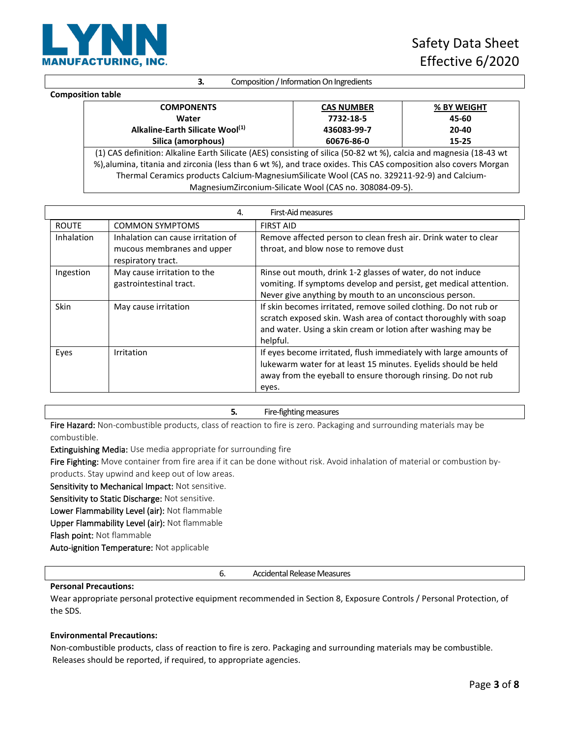## 3. Composition / Information On Ingredients

**Composition table**

| COMPONENTS | CAS NUMBER | % BY WEIGHT |
|---|---|---|
| Water | 7732-18-5 | 45-60 |
| Alkaline-Earth Silicate Wool[(1)] | 436083-99-7 | 20-40 |
| Silica (amorphous) | 60676-86-0 | 15-25 |

(1) CAS definition: Alkaline Earth Silicate (AES) consisting of silica (50-82 wt %), calcia and magnesia (18-43 wt %),alumina, titania and zirconia (less than 6 wt %), and trace oxides. This CAS composition also covers Morgan Thermal Ceramics products Calcium-MagnesiumSilicate Wool (CAS no. 329211-92-9) and Calcium-MagnesiumZirconium-Silicate Wool (CAS no. 308084-09-5).

## 4. First-Aid measures

| ROUTE | COMMON SYMPTOMS | FIRST AID |
|---|---|---|
| Inhalation | Inhalation can cause irritation of mucous membranes and upper respiratory tract. | Remove affected person to clean fresh air. Drink water to clear throat, and blow nose to remove dust |
| Ingestion | May cause irritation to the gastrointestinal tract. | Rinse out mouth, drink 1-2 glasses of water, do not induce vomiting. If symptoms develop and persist, get medical attention. Never give anything by mouth to an unconscious person. |
| Skin | May cause irritation | If skin becomes irritated, remove soiled clothing. Do not rub or scratch exposed skin. Wash area of contact thoroughly with soap and water. Using a skin cream or lotion after washing may be helpful. |
| Eyes | Irritation | If eyes become irritated, flush immediately with large amounts of lukewarm water for at least 15 minutes. Eyelids should be held away from the eyeball to ensure thorough rinsing. Do not rub eyes. |

## 5. Fire-fighting measures

Fire Hazard: Non-combustible products, class of reaction to fire is zero. Packaging and surrounding materials may be combustible.

Extinguishing Media: Use media appropriate for surrounding fire

Fire Fighting: Move container from fire area if it can be done without risk. Avoid inhalation of material or combustion by-products. Stay upwind and keep out of low areas.

Sensitivity to Mechanical Impact: Not sensitive.

Sensitivity to Static Discharge: Not sensitive.

Lower Flammability Level (air): Not flammable

Upper Flammability Level (air): Not flammable

Flash point: Not flammable

Auto-ignition Temperature: Not applicable

## 6. Accidental Release Measures

**Personal Precautions:**

Wear appropriate personal protective equipment recommended in Section 8, Exposure Controls / Personal Protection, of the SDS.

**Environmental Precautions:**

Non-combustible products, class of reaction to fire is zero. Packaging and surrounding materials may be combustible. Releases should be reported, if required, to appropriate agencies.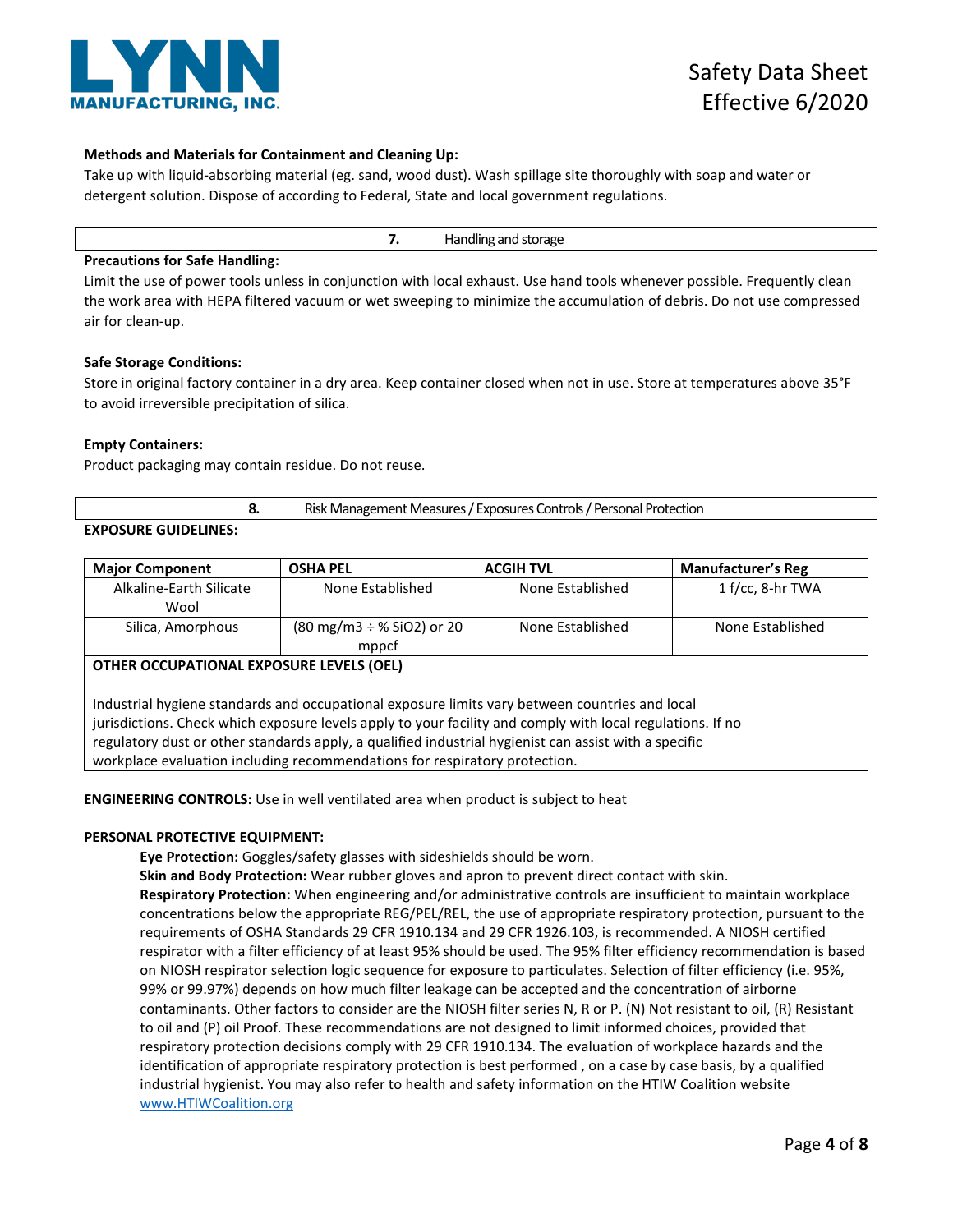**Methods and Materials for Containment and Cleaning Up:**

Take up with liquid-absorbing material (eg. sand, wood dust). Wash spillage site thoroughly with soap and water or detergent solution. Dispose of according to Federal, State and local government regulations.

## 7. Handling and storage

**Precautions for Safe Handling:**

Limit the use of power tools unless in conjunction with local exhaust. Use hand tools whenever possible. Frequently clean the work area with HEPA filtered vacuum or wet sweeping to minimize the accumulation of debris. Do not use compressed air for clean-up.

**Safe Storage Conditions:**

Store in original factory container in a dry area. Keep container closed when not in use. Store at temperatures above 35°F to avoid irreversible precipitation of silica.

**Empty Containers:**

Product packaging may contain residue. Do not reuse.

## 8. Risk Management Measures / Exposures Controls / Personal Protection

**EXPOSURE GUIDELINES:**

| Major Component | OSHA PEL | ACGIH TVL | Manufacturer's Reg |
|---|---|---|---|
| Alkaline-Earth Silicate Wool | None Established | None Established | 1 f/cc, 8-hr TWA |
| Silica, Amorphous | (80 mg/m3 ÷ % SiO2) or 20 mppcf | None Established | None Established |

**OTHER OCCUPATIONAL EXPOSURE LEVELS (OEL)**

Industrial hygiene standards and occupational exposure limits vary between countries and local jurisdictions. Check which exposure levels apply to your facility and comply with local regulations. If no regulatory dust or other standards apply, a qualified industrial hygienist can assist with a specific workplace evaluation including recommendations for respiratory protection.

**ENGINEERING CONTROLS:** Use in well ventilated area when product is subject to heat

**PERSONAL PROTECTIVE EQUIPMENT:**

**Eye Protection:** Goggles/safety glasses with sideshields should be worn.

**Skin and Body Protection:** Wear rubber gloves and apron to prevent direct contact with skin.

**Respiratory Protection:** When engineering and/or administrative controls are insufficient to maintain workplace concentrations below the appropriate REG/PEL/REL, the use of appropriate respiratory protection, pursuant to the requirements of OSHA Standards 29 CFR 1910.134 and 29 CFR 1926.103, is recommended. A NIOSH certified respirator with a filter efficiency of at least 95% should be used. The 95% filter efficiency recommendation is based on NIOSH respirator selection logic sequence for exposure to particulates. Selection of filter efficiency (i.e. 95%, 99% or 99.97%) depends on how much filter leakage can be accepted and the concentration of airborne contaminants. Other factors to consider are the NIOSH filter series N, R or P. (N) Not resistant to oil, (R) Resistant to oil and (P) oil Proof. These recommendations are not designed to limit informed choices, provided that respiratory protection decisions comply with 29 CFR 1910.134. The evaluation of workplace hazards and the identification of appropriate respiratory protection is best performed , on a case by case basis, by a qualified industrial hygienist. You may also refer to health and safety information on the HTIW Coalition website [www.HTIWCoalition.org](http://www.HTIWCoalition.org)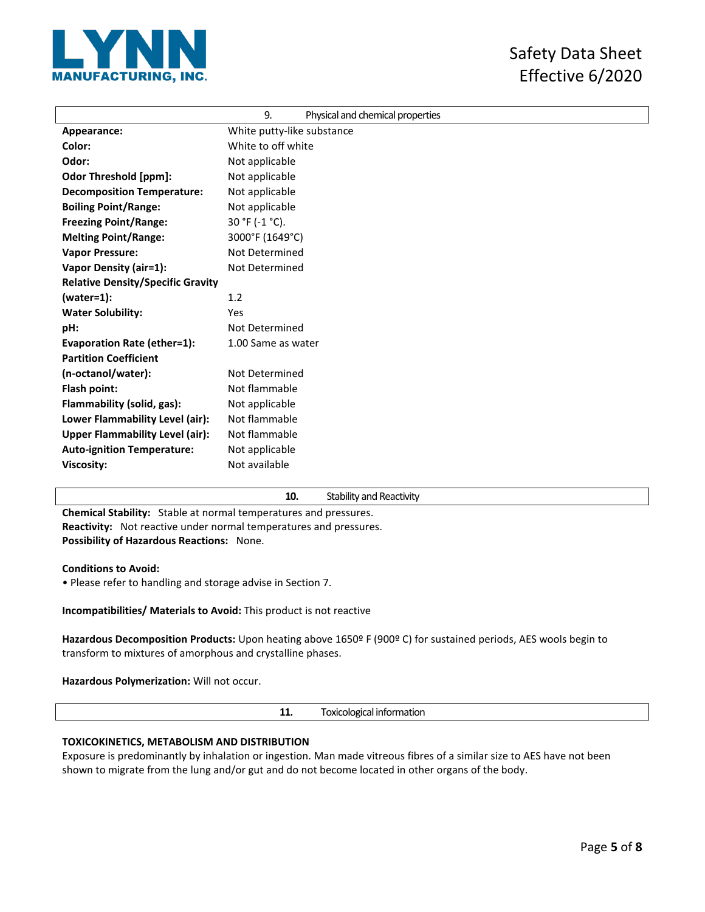## 9. Physical and chemical properties

| Property | Value |
|---|---|
| **Appearance:** | White putty-like substance |
| **Color:** | White to off white |
| **Odor:** | Not applicable |
| **Odor Threshold [ppm]:** | Not applicable |
| **Decomposition Temperature:** | Not applicable |
| **Boiling Point/Range:** | Not applicable |
| **Freezing Point/Range:** | 30 °F (-1 °C). |
| **Melting Point/Range:** | 3000°F (1649°C) |
| **Vapor Pressure:** | Not Determined |
| **Vapor Density (air=1):** | Not Determined |
| **Relative Density/Specific Gravity (water=1):** | 1.2 |
| **Water Solubility:** | Yes |
| **pH:** | Not Determined |
| **Evaporation Rate (ether=1):** | 1.00 Same as water |
| **Partition Coefficient (n-octanol/water):** | Not Determined |
| **Flash point:** | Not flammable |
| **Flammability (solid, gas):** | Not applicable |
| **Lower Flammability Level (air):** | Not flammable |
| **Upper Flammability Level (air):** | Not flammable |
| **Auto-ignition Temperature:** | Not applicable |
| **Viscosity:** | Not available |

## 10. Stability and Reactivity

**Chemical Stability:** Stable at normal temperatures and pressures.
**Reactivity:** Not reactive under normal temperatures and pressures.
**Possibility of Hazardous Reactions:** None.

**Conditions to Avoid:**

- Please refer to handling and storage advise in Section 7.

**Incompatibilities/ Materials to Avoid:** This product is not reactive

**Hazardous Decomposition Products:** Upon heating above 1650º F (900º C) for sustained periods, AES wools begin to transform to mixtures of amorphous and crystalline phases.

**Hazardous Polymerization:** Will not occur.

## 11. Toxicological information

**TOXICOKINETICS, METABOLISM AND DISTRIBUTION**

Exposure is predominantly by inhalation or ingestion. Man made vitreous fibres of a similar size to AES have not been shown to migrate from the lung and/or gut and do not become located in other organs of the body.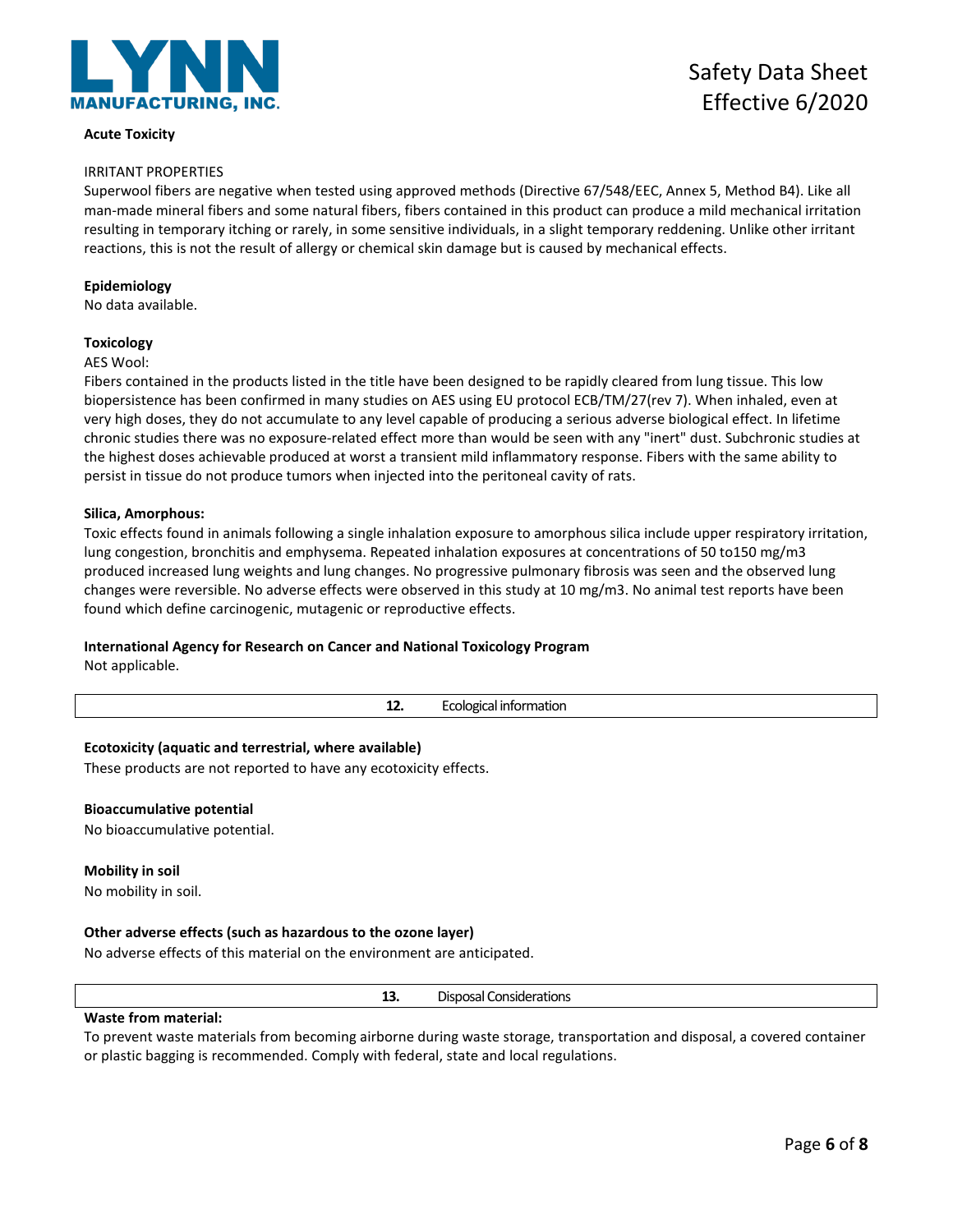**Acute Toxicity**

IRRITANT PROPERTIES

Superwool fibers are negative when tested using approved methods (Directive 67/548/EEC, Annex 5, Method B4). Like all man-made mineral fibers and some natural fibers, fibers contained in this product can produce a mild mechanical irritation resulting in temporary itching or rarely, in some sensitive individuals, in a slight temporary reddening. Unlike other irritant reactions, this is not the result of allergy or chemical skin damage but is caused by mechanical effects.

**Epidemiology**

No data available.

**Toxicology**

AES Wool:

Fibers contained in the products listed in the title have been designed to be rapidly cleared from lung tissue. This low biopersistence has been confirmed in many studies on AES using EU protocol ECB/TM/27(rev 7). When inhaled, even at very high doses, they do not accumulate to any level capable of producing a serious adverse biological effect. In lifetime chronic studies there was no exposure-related effect more than would be seen with any "inert" dust. Subchronic studies at the highest doses achievable produced at worst a transient mild inflammatory response. Fibers with the same ability to persist in tissue do not produce tumors when injected into the peritoneal cavity of rats.

**Silica, Amorphous:**

Toxic effects found in animals following a single inhalation exposure to amorphous silica include upper respiratory irritation, lung congestion, bronchitis and emphysema. Repeated inhalation exposures at concentrations of 50 to150 mg/m3 produced increased lung weights and lung changes. No progressive pulmonary fibrosis was seen and the observed lung changes were reversible. No adverse effects were observed in this study at 10 mg/m3. No animal test reports have been found which define carcinogenic, mutagenic or reproductive effects.

**International Agency for Research on Cancer and National Toxicology Program**

Not applicable.

## 12. Ecological information

**Ecotoxicity (aquatic and terrestrial, where available)**

These products are not reported to have any ecotoxicity effects.

**Bioaccumulative potential**

No bioaccumulative potential.

**Mobility in soil**

No mobility in soil.

**Other adverse effects (such as hazardous to the ozone layer)**

No adverse effects of this material on the environment are anticipated.

## 13. Disposal Considerations

**Waste from material:**

To prevent waste materials from becoming airborne during waste storage, transportation and disposal, a covered container or plastic bagging is recommended. Comply with federal, state and local regulations.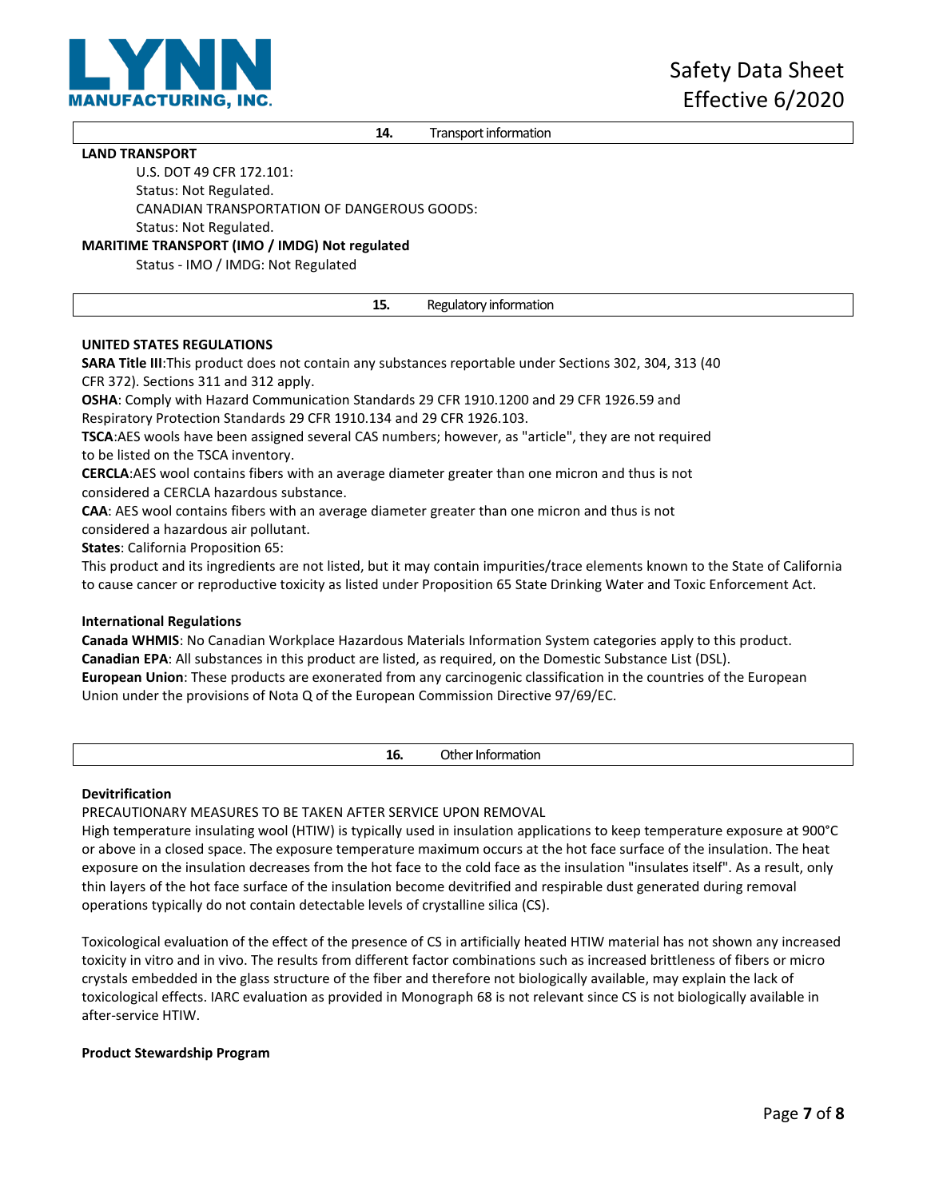## 14. Transport information

**LAND TRANSPORT**

U.S. DOT 49 CFR 172.101:
Status: Not Regulated.
CANADIAN TRANSPORTATION OF DANGEROUS GOODS:
Status: Not Regulated.

**MARITIME TRANSPORT (IMO / IMDG) Not regulated**

Status - IMO / IMDG: Not Regulated

## 15. Regulatory information

**UNITED STATES REGULATIONS**

**SARA Title III**:This product does not contain any substances reportable under Sections 302, 304, 313 (40 CFR 372). Sections 311 and 312 apply.

**OSHA**: Comply with Hazard Communication Standards 29 CFR 1910.1200 and 29 CFR 1926.59 and Respiratory Protection Standards 29 CFR 1910.134 and 29 CFR 1926.103.

**TSCA**:AES wools have been assigned several CAS numbers; however, as "article", they are not required to be listed on the TSCA inventory.

**CERCLA**:AES wool contains fibers with an average diameter greater than one micron and thus is not considered a CERCLA hazardous substance.

**CAA**: AES wool contains fibers with an average diameter greater than one micron and thus is not considered a hazardous air pollutant.

**States**: California Proposition 65:

This product and its ingredients are not listed, but it may contain impurities/trace elements known to the State of California to cause cancer or reproductive toxicity as listed under Proposition 65 State Drinking Water and Toxic Enforcement Act.

**International Regulations**

**Canada WHMIS**: No Canadian Workplace Hazardous Materials Information System categories apply to this product.

**Canadian EPA**: All substances in this product are listed, as required, on the Domestic Substance List (DSL).

**European Union**: These products are exonerated from any carcinogenic classification in the countries of the European Union under the provisions of Nota Q of the European Commission Directive 97/69/EC.

## 16. Other Information

**Devitrification**

PRECAUTIONARY MEASURES TO BE TAKEN AFTER SERVICE UPON REMOVAL

High temperature insulating wool (HTIW) is typically used in insulation applications to keep temperature exposure at 900°C or above in a closed space. The exposure temperature maximum occurs at the hot face surface of the insulation. The heat exposure on the insulation decreases from the hot face to the cold face as the insulation "insulates itself". As a result, only thin layers of the hot face surface of the insulation become devitrified and respirable dust generated during removal operations typically do not contain detectable levels of crystalline silica (CS).

Toxicological evaluation of the effect of the presence of CS in artificially heated HTIW material has not shown any increased toxicity in vitro and in vivo. The results from different factor combinations such as increased brittleness of fibers or micro crystals embedded in the glass structure of the fiber and therefore not biologically available, may explain the lack of toxicological effects. IARC evaluation as provided in Monograph 68 is not relevant since CS is not biologically available in after-service HTIW.

**Product Stewardship Program**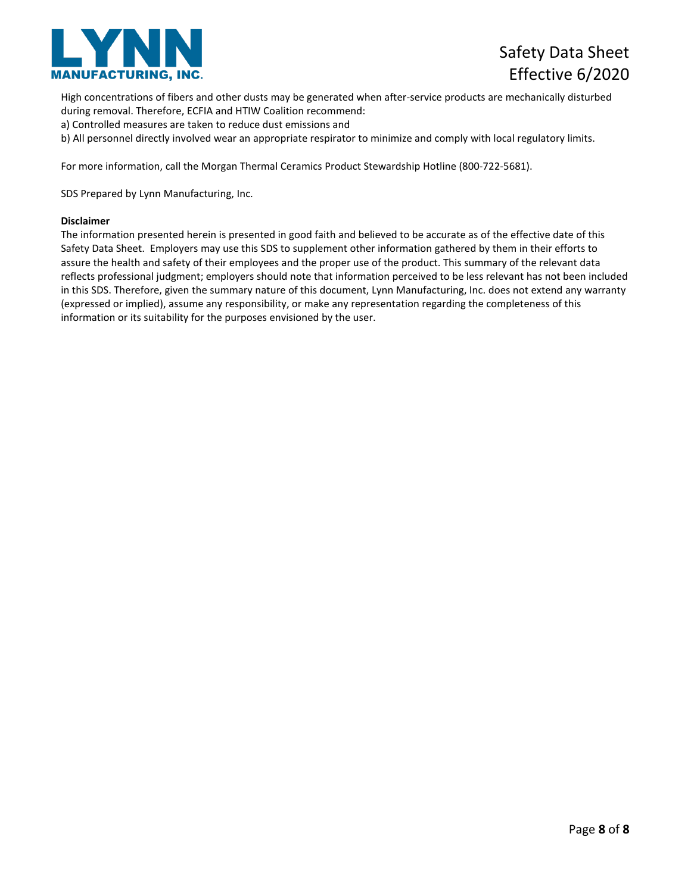High concentrations of fibers and other dusts may be generated when after-service products are mechanically disturbed during removal. Therefore, ECFIA and HTIW Coalition recommend:

a) Controlled measures are taken to reduce dust emissions and

b) All personnel directly involved wear an appropriate respirator to minimize and comply with local regulatory limits.

For more information, call the Morgan Thermal Ceramics Product Stewardship Hotline (800-722-5681).

SDS Prepared by Lynn Manufacturing, Inc.

**Disclaimer**

The information presented herein is presented in good faith and believed to be accurate as of the effective date of this Safety Data Sheet. Employers may use this SDS to supplement other information gathered by them in their efforts to assure the health and safety of their employees and the proper use of the product. This summary of the relevant data reflects professional judgment; employers should note that information perceived to be less relevant has not been included in this SDS. Therefore, given the summary nature of this document, Lynn Manufacturing, Inc. does not extend any warranty (expressed or implied), assume any responsibility, or make any representation regarding the completeness of this information or its suitability for the purposes envisioned by the user.